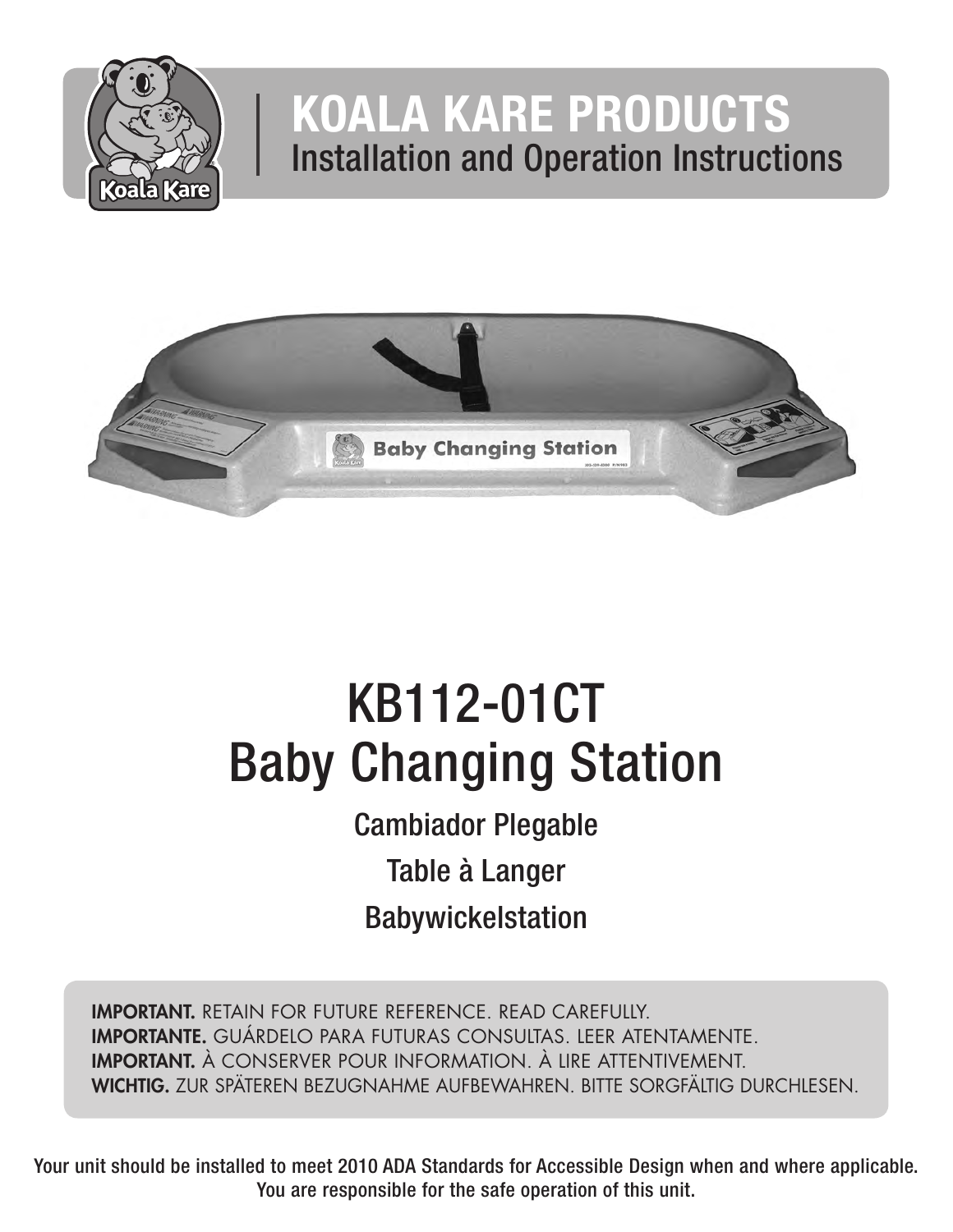# KOALA KARE PRODUCTS

## Installation and Operation Instructions

# KB112-01CT Baby Changing Station

## Cambiador Plegable

## Table à Langer

## Babywickelstation

**IMPORTANT.** RETAIN FOR FUTURE REFERENCE. READ CAREFULLY.
**IMPORTANTE.** GUÁRDELO PARA FUTURAS CONSULTAS. LEER ATENTAMENTE.
**IMPORTANT.** À CONSERVER POUR INFORMATION. À LIRE ATTENTIVEMENT.
**WICHTIG.** ZUR SPÄTEREN BEZUGNAHME AUFBEWAHREN. BITTE SORGFÄLTIG DURCHLESEN.

**Your unit should be installed to meet 2010 ADA Standards for Accessible Design when and where applicable. You are responsible for the safe operation of this unit.**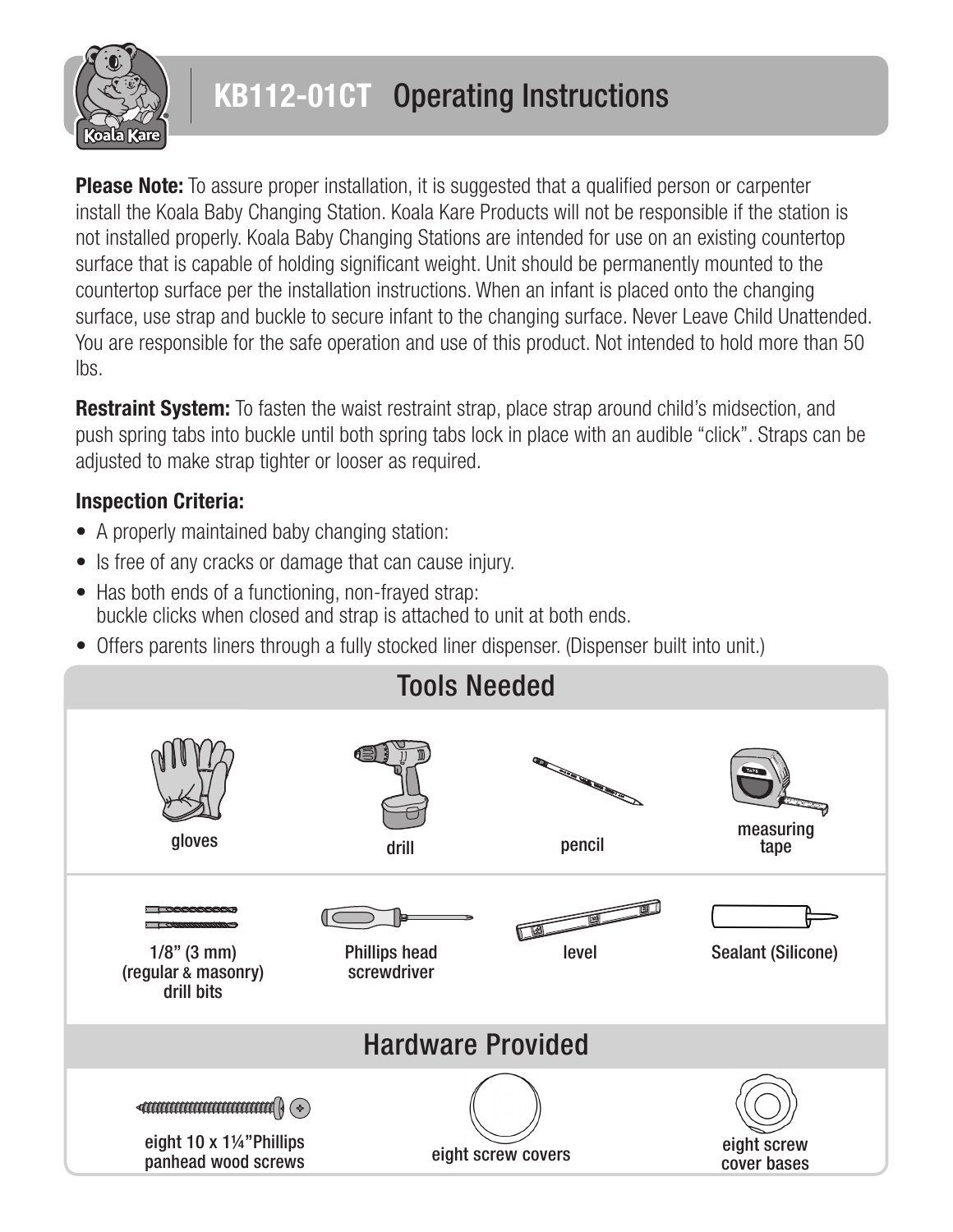# KB112-01CT Operating Instructions

**Please Note:** To assure proper installation, it is suggested that a qualified person or carpenter install the Koala Baby Changing Station. Koala Kare Products will not be responsible if the station is not installed properly. Koala Baby Changing Stations are intended for use on an existing countertop surface that is capable of holding significant weight. Unit should be permanently mounted to the countertop surface per the installation instructions. When an infant is placed onto the changing surface, use strap and buckle to secure infant to the changing surface. Never Leave Child Unattended. You are responsible for the safe operation and use of this product. Not intended to hold more than 50 lbs.

**Restraint System:** To fasten the waist restraint strap, place strap around child's midsection, and push spring tabs into buckle until both spring tabs lock in place with an audible "click". Straps can be adjusted to make strap tighter or looser as required.

### Inspection Criteria:

- A properly maintained baby changing station:
- Is free of any cracks or damage that can cause injury.
- Has both ends of a functioning, non-frayed strap: buckle clicks when closed and strap is attached to unit at both ends.
- Offers parents liners through a fully stocked liner dispenser. (Dispenser built into unit.)

## Tools Needed

- gloves
- drill
- pencil
- measuring tape
- 1/8" (3 mm) (regular & masonry) drill bits
- Phillips head screwdriver
- level
- Sealant (Silicone)

## Hardware Provided

- eight 10 x 1¼" Phillips panhead wood screws
- eight screw covers
- eight screw cover bases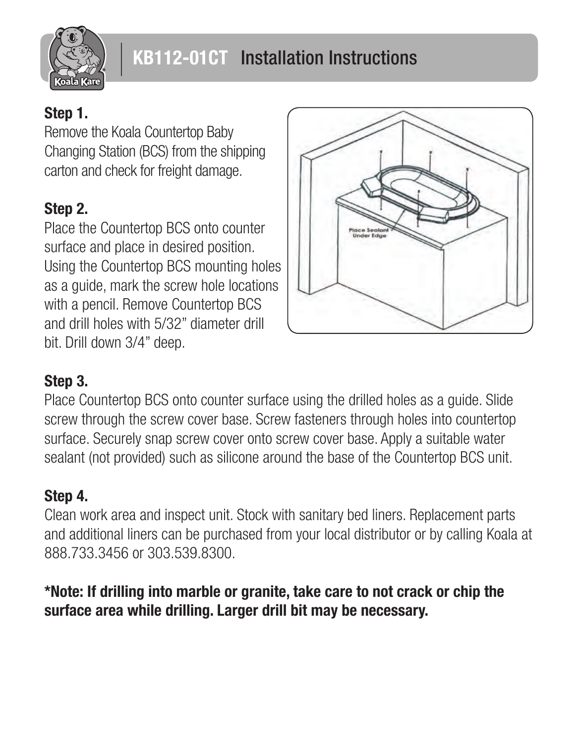# KB112-01CT Installation Instructions

**Step 1.**

Remove the Koala Countertop Baby Changing Station (BCS) from the shipping carton and check for freight damage.

**Step 2.**

Place the Countertop BCS onto counter surface and place in desired position. Using the Countertop BCS mounting holes as a guide, mark the screw hole locations with a pencil. Remove Countertop BCS and drill holes with 5/32" diameter drill bit. Drill down 3/4" deep.

**Step 3.**

Place Countertop BCS onto counter surface using the drilled holes as a guide. Slide screw through the screw cover base. Screw fasteners through holes into countertop surface. Securely snap screw cover onto screw cover base. Apply a suitable water sealant (not provided) such as silicone around the base of the Countertop BCS unit.

**Step 4.**

Clean work area and inspect unit. Stock with sanitary bed liners. Replacement parts and additional liners can be purchased from your local distributor or by calling Koala at 888.733.3456 or 303.539.8300.

**\*Note: If drilling into marble or granite, take care to not crack or chip the surface area while drilling. Larger drill bit may be necessary.**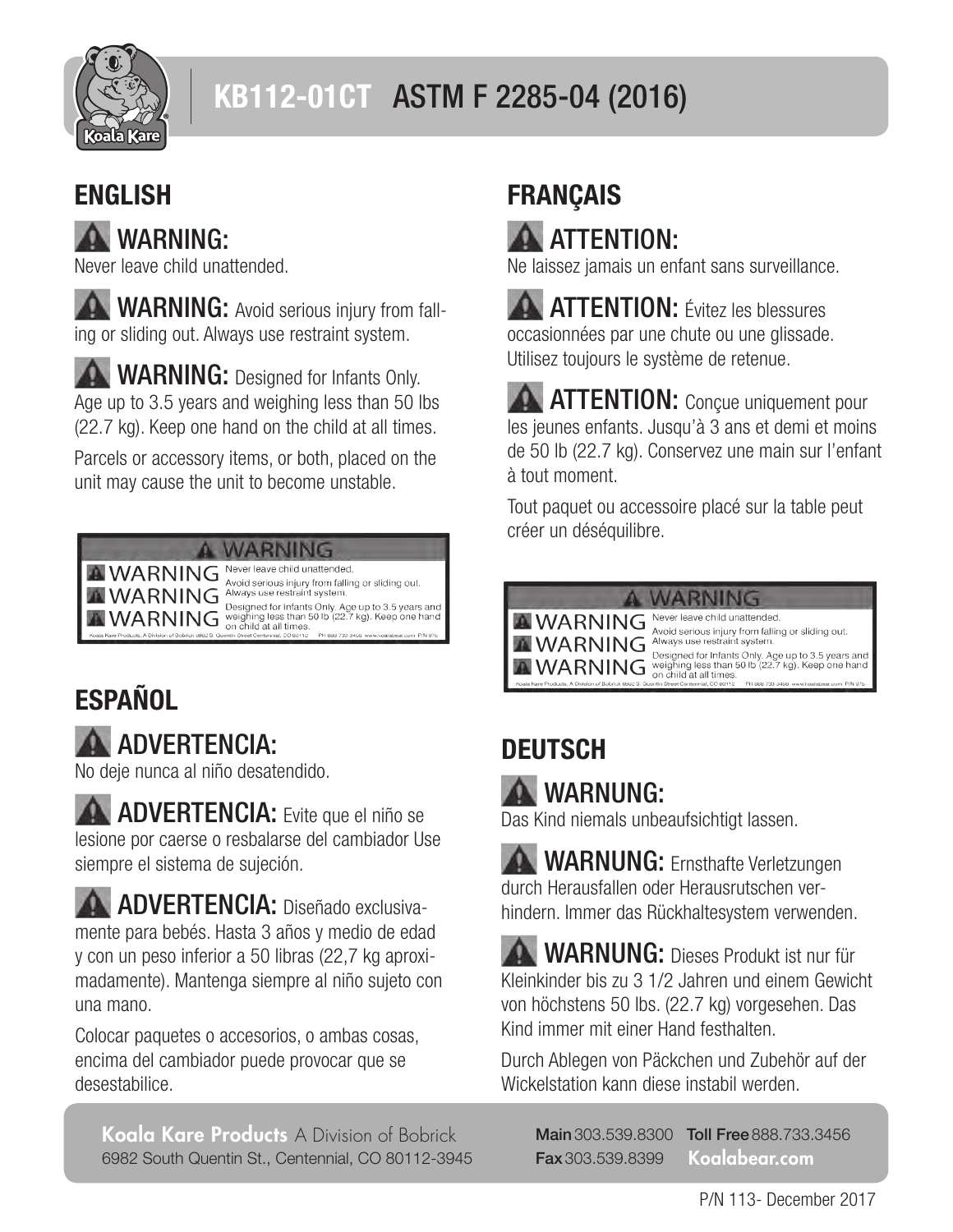# KB112-01CT ASTM F 2285-04 (2016)

## ENGLISH

### ⚠ WARNING:

Never leave child unattended.

**⚠ WARNING:** Avoid serious injury from falling or sliding out. Always use restraint system.

**⚠ WARNING:** Designed for Infants Only. Age up to 3.5 years and weighing less than 50 lbs (22.7 kg). Keep one hand on the child at all times.

Parcels or accessory items, or both, placed on the unit may cause the unit to become unstable.

⚠ WARNING

| | |
|---|---|
| ⚠ WARNING | Never leave child unattended. |
| ⚠ WARNING | Avoid serious injury from falling or sliding out. Always use restraint system. |
| ⚠ WARNING | Designed for Infants Only. Age up to 3.5 years and weighing less than 50 lb (22.7 kg). Keep one hand on child at all times. |

Koala Kare Products, A Division of Bobrick 6982 S. Quentin Street Centennial, CO 80112 PH 888 733 3456 www.koalabear.com P/N 975

## FRANÇAIS

### ⚠ ATTENTION:

Ne laissez jamais un enfant sans surveillance.

**⚠ ATTENTION:** Évitez les blessures occasionnées par une chute ou une glissade. Utilisez toujours le système de retenue.

**⚠ ATTENTION:** Conçue uniquement pour les jeunes enfants. Jusqu'à 3 ans et demi et moins de 50 lb (22.7 kg). Conservez une main sur l'enfant à tout moment.

Tout paquet ou accessoire placé sur la table peut créer un déséquilibre.

⚠ WARNING

| | |
|---|---|
| ⚠ WARNING | Never leave child unattended. |
| ⚠ WARNING | Avoid serious injury from falling or sliding out. Always use restraint system. |
| ⚠ WARNING | Designed for Infants Only. Age up to 3.5 years and weighing less than 50 lb (22.7 kg). Keep one hand on child at all times. |

Koala Kare Products, A Division of Bobrick 6982 S. Quentin Street Centennial, CO 80112 PH 888 733 3456 www.koalabear.com P/N 975

## ESPAÑOL

### ⚠ ADVERTENCIA:

No deje nunca al niño desatendido.

**⚠ ADVERTENCIA:** Evite que el niño se lesione por caerse o resbalarse del cambiador Use siempre el sistema de sujeción.

**⚠ ADVERTENCIA:** Diseñado exclusivamente para bebés. Hasta 3 años y medio de edad y con un peso inferior a 50 libras (22,7 kg aproximadamente). Mantenga siempre al niño sujeto con una mano.

Colocar paquetes o accesorios, o ambas cosas, encima del cambiador puede provocar que se desestabilice.

## DEUTSCH

### ⚠ WARNUNG:

Das Kind niemals unbeaufsichtigt lassen.

**⚠ WARNUNG:** Ernsthafte Verletzungen durch Herausfallen oder Herausrutschen verhindern. Immer das Rückhaltesystem verwenden.

**⚠ WARNUNG:** Dieses Produkt ist nur für Kleinkinder bis zu 3 1/2 Jahren und einem Gewicht von höchstens 50 lbs. (22.7 kg) vorgesehen. Das Kind immer mit einer Hand festhalten.

Durch Ablegen von Päckchen und Zubehör auf der Wickelstation kann diese instabil werden.

**Koala Kare Products** A Division of Bobrick
6982 South Quentin St., Centennial, CO 80112-3945

**Main** 303.539.8300 **Toll Free** 888.733.3456
**Fax** 303.539.8399 **Koalabear.com**

P/N 113- December 2017